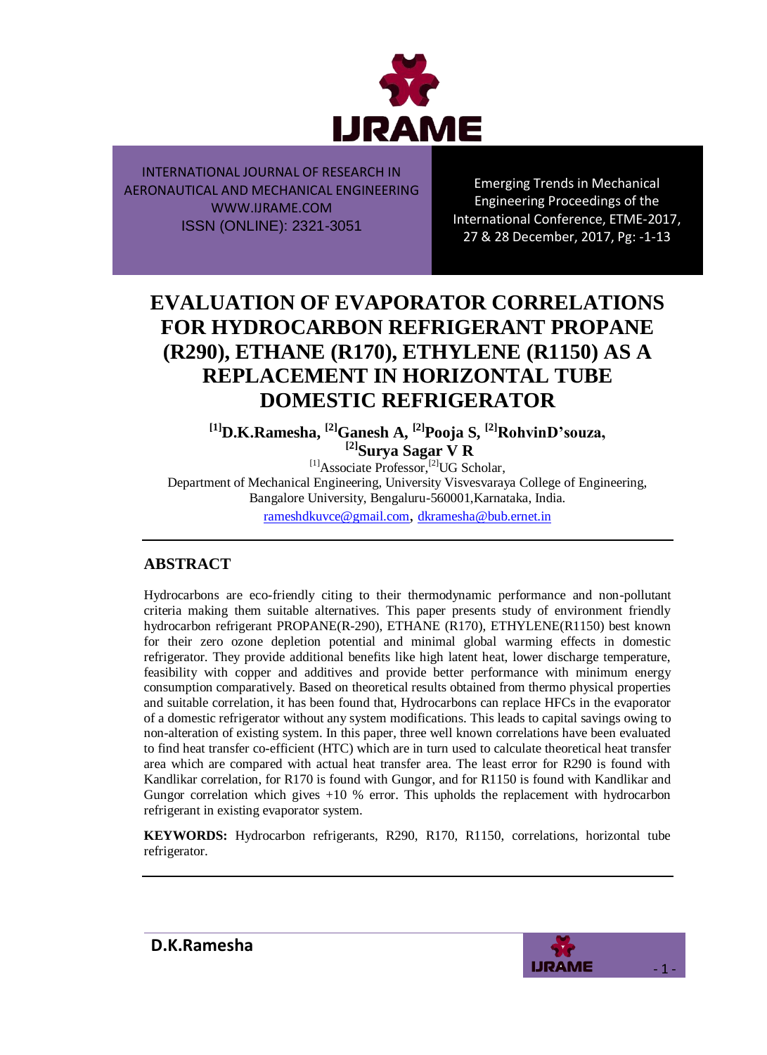INTERNATIONAL JOURNAL OF RESEARCH IN AERONAUTICAL AND MECHANICAL ENGINEERING
WWW.IJRAME.COM
ISSN (ONLINE): 2321-3051

Emerging Trends in Mechanical Engineering Proceedings of the International Conference, ETME-2017, 27 & 28 December, 2017, Pg: -1-13

# EVALUATION OF EVAPORATOR CORRELATIONS FOR HYDROCARBON REFRIGERANT PROPANE (R290), ETHANE (R170), ETHYLENE (R1150) AS A REPLACEMENT IN HORIZONTAL TUBE DOMESTIC REFRIGERATOR

**[1]D.K.Ramesha, [2]Ganesh A, [2]Pooja S, [2]RohvinD'souza, [2]Surya Sagar V R**

[1]Associate Professor, [2]UG Scholar,
Department of Mechanical Engineering, University Visvesvaraya College of Engineering, Bangalore University, Bengaluru-560001,Karnataka, India.
rameshdkuvce@gmail.com, dkramesha@bub.ernet.in

## ABSTRACT

Hydrocarbons are eco-friendly citing to their thermodynamic performance and non-pollutant criteria making them suitable alternatives. This paper presents study of environment friendly hydrocarbon refrigerant PROPANE(R-290), ETHANE (R170), ETHYLENE(R1150) best known for their zero ozone depletion potential and minimal global warming effects in domestic refrigerator. They provide additional benefits like high latent heat, lower discharge temperature, feasibility with copper and additives and provide better performance with minimum energy consumption comparatively. Based on theoretical results obtained from thermo physical properties and suitable correlation, it has been found that, Hydrocarbons can replace HFCs in the evaporator of a domestic refrigerator without any system modifications. This leads to capital savings owing to non-alteration of existing system. In this paper, three well known correlations have been evaluated to find heat transfer co-efficient (HTC) which are in turn used to calculate theoretical heat transfer area which are compared with actual heat transfer area. The least error for R290 is found with Kandlikar correlation, for R170 is found with Gungor, and for R1150 is found with Kandlikar and Gungor correlation which gives +10 % error. This upholds the replacement with hydrocarbon refrigerant in existing evaporator system.

**KEYWORDS:** Hydrocarbon refrigerants, R290, R170, R1150, correlations, horizontal tube refrigerator.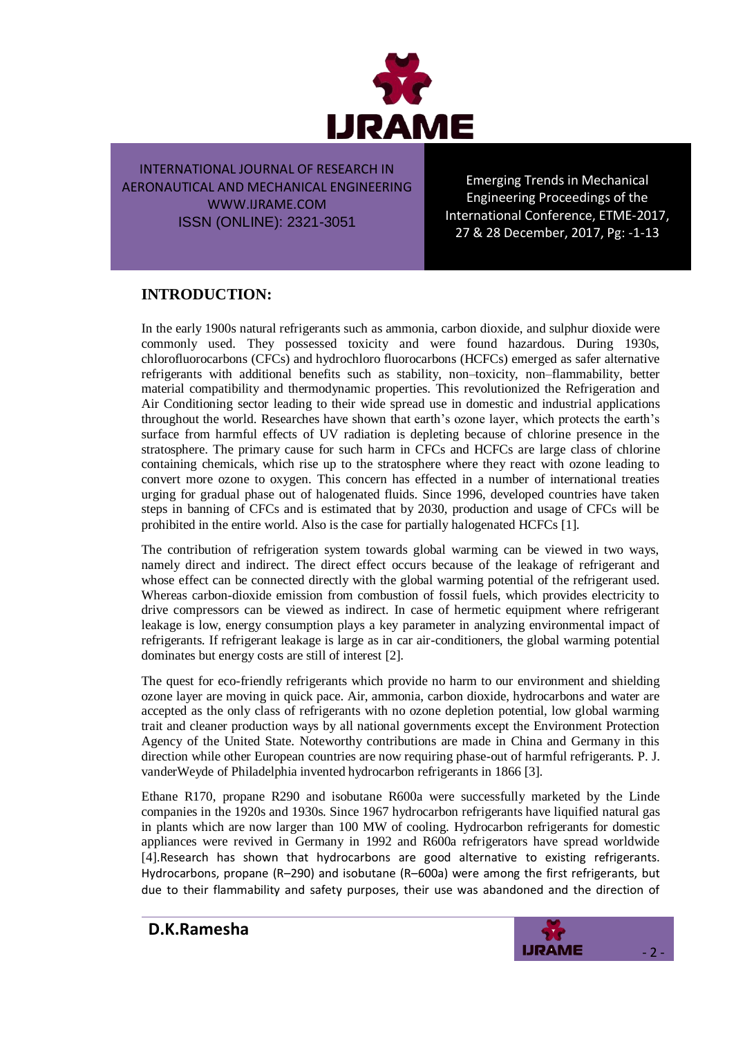## INTRODUCTION:

In the early 1900s natural refrigerants such as ammonia, carbon dioxide, and sulphur dioxide were commonly used. They possessed toxicity and were found hazardous. During 1930s, chlorofluorocarbons (CFCs) and hydrochloro fluorocarbons (HCFCs) emerged as safer alternative refrigerants with additional benefits such as stability, non–toxicity, non–flammability, better material compatibility and thermodynamic properties. This revolutionized the Refrigeration and Air Conditioning sector leading to their wide spread use in domestic and industrial applications throughout the world. Researches have shown that earth's ozone layer, which protects the earth's surface from harmful effects of UV radiation is depleting because of chlorine presence in the stratosphere. The primary cause for such harm in CFCs and HCFCs are large class of chlorine containing chemicals, which rise up to the stratosphere where they react with ozone leading to convert more ozone to oxygen. This concern has effected in a number of international treaties urging for gradual phase out of halogenated fluids. Since 1996, developed countries have taken steps in banning of CFCs and is estimated that by 2030, production and usage of CFCs will be prohibited in the entire world. Also is the case for partially halogenated HCFCs [1].

The contribution of refrigeration system towards global warming can be viewed in two ways, namely direct and indirect. The direct effect occurs because of the leakage of refrigerant and whose effect can be connected directly with the global warming potential of the refrigerant used. Whereas carbon-dioxide emission from combustion of fossil fuels, which provides electricity to drive compressors can be viewed as indirect. In case of hermetic equipment where refrigerant leakage is low, energy consumption plays a key parameter in analyzing environmental impact of refrigerants. If refrigerant leakage is large as in car air-conditioners, the global warming potential dominates but energy costs are still of interest [2].

The quest for eco-friendly refrigerants which provide no harm to our environment and shielding ozone layer are moving in quick pace. Air, ammonia, carbon dioxide, hydrocarbons and water are accepted as the only class of refrigerants with no ozone depletion potential, low global warming trait and cleaner production ways by all national governments except the Environment Protection Agency of the United State. Noteworthy contributions are made in China and Germany in this direction while other European countries are now requiring phase-out of harmful refrigerants. P. J. vanderWeyde of Philadelphia invented hydrocarbon refrigerants in 1866 [3].

Ethane R170, propane R290 and isobutane R600a were successfully marketed by the Linde companies in the 1920s and 1930s. Since 1967 hydrocarbon refrigerants have liquified natural gas in plants which are now larger than 100 MW of cooling. Hydrocarbon refrigerants for domestic appliances were revived in Germany in 1992 and R600a refrigerators have spread worldwide [4].Research has shown that hydrocarbons are good alternative to existing refrigerants. Hydrocarbons, propane (R–290) and isobutane (R–600a) were among the first refrigerants, but due to their flammability and safety purposes, their use was abandoned and the direction of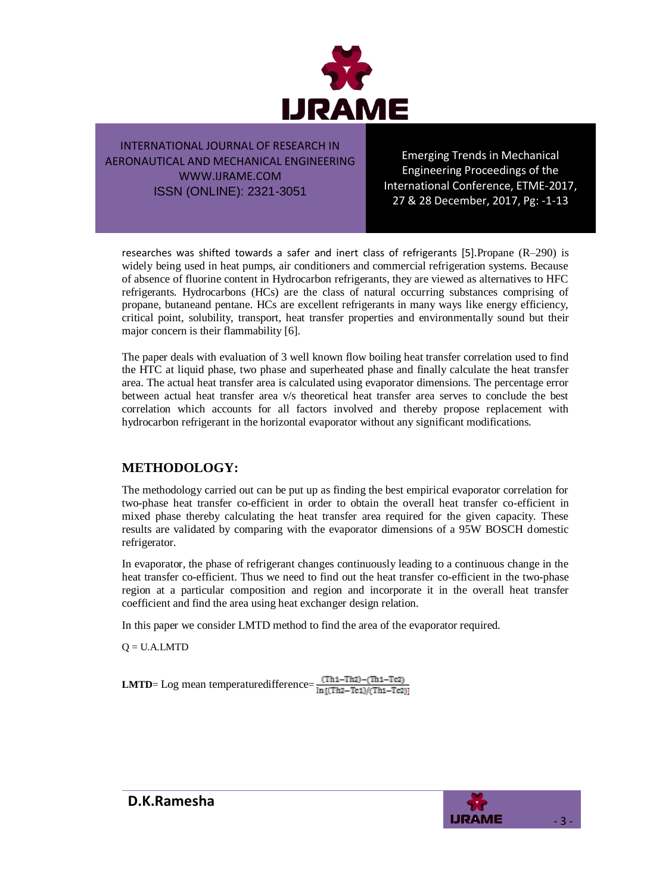researches was shifted towards a safer and inert class of refrigerants [5].Propane (R–290) is widely being used in heat pumps, air conditioners and commercial refrigeration systems. Because of absence of fluorine content in Hydrocarbon refrigerants, they are viewed as alternatives to HFC refrigerants. Hydrocarbons (HCs) are the class of natural occurring substances comprising of propane, butaneand pentane. HCs are excellent refrigerants in many ways like energy efficiency, critical point, solubility, transport, heat transfer properties and environmentally sound but their major concern is their flammability [6].

The paper deals with evaluation of 3 well known flow boiling heat transfer correlation used to find the HTC at liquid phase, two phase and superheated phase and finally calculate the heat transfer area. The actual heat transfer area is calculated using evaporator dimensions. The percentage error between actual heat transfer area v/s theoretical heat transfer area serves to conclude the best correlation which accounts for all factors involved and thereby propose replacement with hydrocarbon refrigerant in the horizontal evaporator without any significant modifications.

## METHODOLOGY:

The methodology carried out can be put up as finding the best empirical evaporator correlation for two-phase heat transfer co-efficient in order to obtain the overall heat transfer co-efficient in mixed phase thereby calculating the heat transfer area required for the given capacity. These results are validated by comparing with the evaporator dimensions of a 95W BOSCH domestic refrigerator.

In evaporator, the phase of refrigerant changes continuously leading to a continuous change in the heat transfer co-efficient. Thus we need to find out the heat transfer co-efficient in the two-phase region at a particular composition and region and incorporate it in the overall heat transfer coefficient and find the area using heat exchanger design relation.

In this paper we consider LMTD method to find the area of the evaporator required.

$$Q = U.A.LMTD$$

**LMTD**= Log mean temperaturedifference= $\frac{(Th1-Th2)-(Th1-Tc2)}{\ln[(Th2-Tc1)/(Th1-Tc2)]}$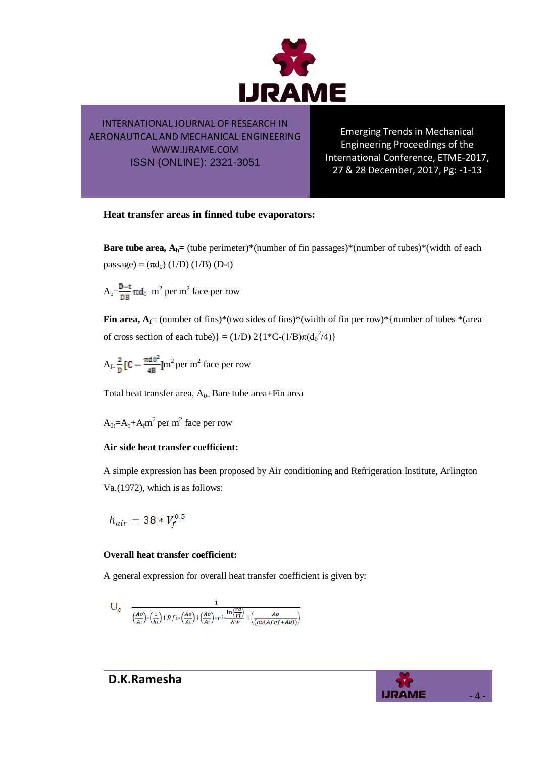**Heat transfer areas in finned tube evaporators:**

**Bare tube area, $A_b$=** (tube perimeter)*(number of fin passages)*(number of tubes)*(width of each passage) = $(\pi d_0)$ (1/D) (1/B) (D-t)

$$A_b = \frac{D-t}{DB}\pi d_0 \ \text{m}^2 \text{ per m}^2 \text{ face per row}$$

**Fin area, $A_f$=** (number of fins)*(two sides of fins)*(width of fin per row)*{number of tubes *(area of cross section of each tube)} = (1/D) 2{1*C-(1/B)$\pi(d_0^2/4)$}

$$A_f = \frac{2}{D}\left[C - \frac{\pi d_0^2}{4B}\right] \text{m}^2 \text{ per m}^2 \text{ face per row}$$

Total heat transfer area, $A_0$= Bare tube area+Fin area

$$A_{0t} = A_b + A_f \ \text{m}^2 \text{ per m}^2 \text{ face per row}$$

**Air side heat transfer coefficient:**

A simple expression has been proposed by Air conditioning and Refrigeration Institute, Arlington Va.(1972), which is as follows:

$$h_{air} = 38 * V_f^{0.5}$$

**Overall heat transfer coefficient:**

A general expression for overall heat transfer coefficient is given by:

$$U_o = \frac{1}{\left(\frac{Ao}{Ai}\right)*\left(\frac{1}{hi}\right) + Rfi*\left(\frac{Ao}{Ai}\right) + \left(\frac{Ao}{Ai}\right)*ri*\frac{\ln\left(\frac{ro}{ri}\right)}{Kw} + \left(\frac{Ao}{(ho(Af\eta f + Ab))}\right)}$$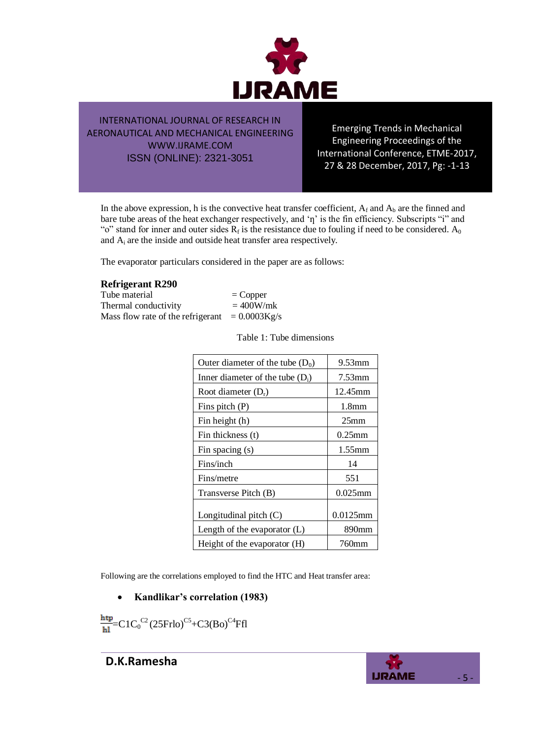In the above expression, h is the convective heat transfer coefficient, $A_f$ and $A_b$ are the finned and bare tube areas of the heat exchanger respectively, and 'η' is the fin efficiency. Subscripts "i" and "o" stand for inner and outer sides $R_f$ is the resistance due to fouling if need to be considered. $A_0$ and $A_i$ are the inside and outside heat transfer area respectively.

The evaporator particulars considered in the paper are as follows:

**Refrigerant R290**

Tube material = Copper
Thermal conductivity = 400W/mk
Mass flow rate of the refrigerant = 0.0003Kg/s

Table 1: Tube dimensions

| | |
|---|---|
| Outer diameter of the tube ($D_0$) | 9.53mm |
| Inner diameter of the tube ($D_i$) | 7.53mm |
| Root diameter ($D_r$) | 12.45mm |
| Fins pitch (P) | 1.8mm |
| Fin height (h) | 25mm |
| Fin thickness (t) | 0.25mm |
| Fin spacing (s) | 1.55mm |
| Fins/inch | 14 |
| Fins/metre | 551 |
| Transverse Pitch (B) | 0.025mm |
| Longitudinal pitch (C) | 0.0125mm |
| Length of the evaporator (L) | 890mm |
| Height of the evaporator (H) | 760mm |

Following are the correlations employed to find the HTC and Heat transfer area:

- **Kandlikar's correlation (1983)**

$$\frac{htp}{hl} = C1C_0^{C2}(25Frlo)^{C5} + C3(Bo)^{C4}Ffl$$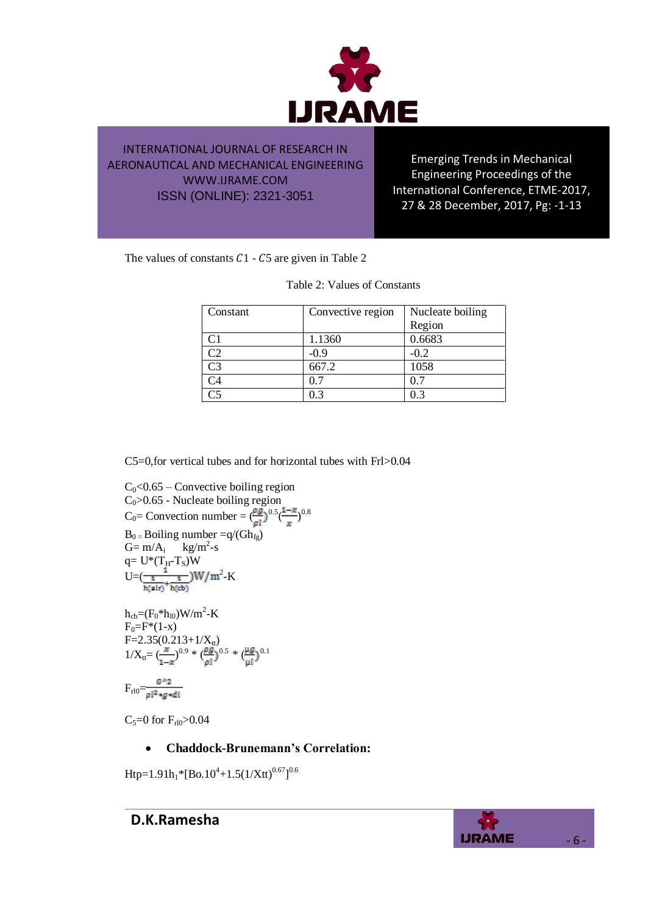The values of constants $C1$ - $C5$ are given in Table 2

Table 2: Values of Constants

| Constant | Convective region | Nucleate boiling Region |
|---|---|---|
| C1 | 1.1360 | 0.6683 |
| C2 | -0.9 | -0.2 |
| C3 | 667.2 | 1058 |
| C4 | 0.7 | 0.7 |
| C5 | 0.3 | 0.3 |

C5=0,for vertical tubes and for horizontal tubes with Frl>0.04

$C_0<0.65$ – Convective boiling region

$C_0>0.65$ - Nucleate boiling region

$C_0$= Convection number = $\left(\frac{\rho g}{\rho l}\right)^{0.5}\left(\frac{1-x}{x}\right)^{0.8}$

$B_0$ = Boiling number $=q/(Gh_{fg})$

$G= m/A_i$  $kg/m^2$-s

$q= U*(T_H-T_S)W$

$U=\left(\frac{1}{\frac{1}{h(air)}+\frac{1}{h(cb)}}\right)W/m^2$-K

$h_{cb}=(F_0*h_{l0})W/m^2$-K

$F_0=F*(1-x)$

$F=2.35(0.213+1/X_{tt})$

$1/X_{tt}= \left(\frac{x}{1-x}\right)^{0.9} * \left(\frac{\rho g}{\rho l}\right)^{0.5} * \left(\frac{\mu g}{\mu l}\right)^{0.1}$

$F_{rl0}=\frac{G^{\wedge}2}{\rho l^2 * g * di}$

$C_5=0$ for $F_{rl0}>0.04$

- **Chaddock-Brunemann's Correlation:**

$Htp=1.91h_l*[Bo.10^4+1.5(1/Xtt)^{0.67}]^{0.6}$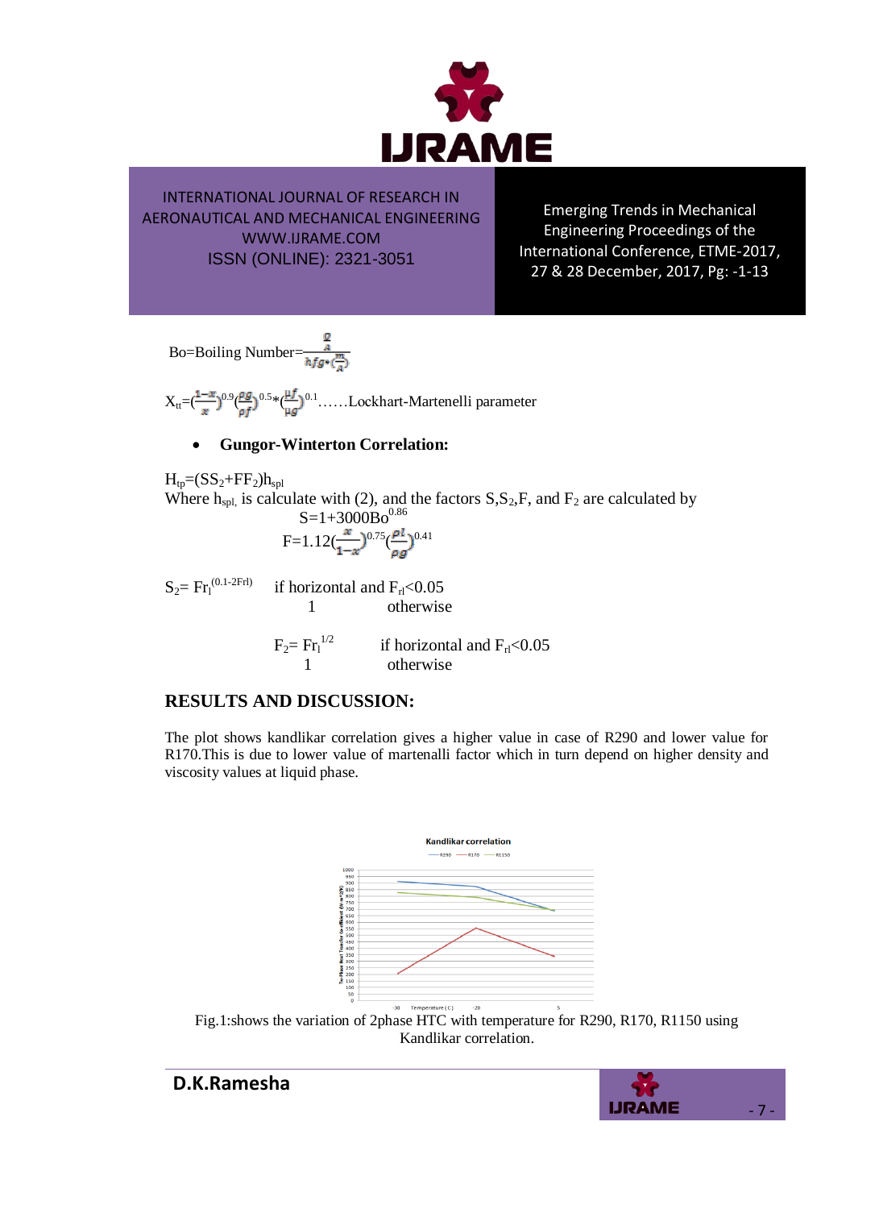Bo=Boiling Number= $\frac{\frac{Q}{A}}{hfg*(\frac{m}{A})}$

$X_{tt}=(\frac{1-x}{x})^{0.9}(\frac{\rho g}{\rho f})^{0.5}*(\frac{\mu f}{\mu g})^{0.1}$......Lockhart-Martenelli parameter

- **Gungor-Winterton Correlation:**

$H_{tp}=(SS_2+FF_2)h_{spl}$

Where $h_{spl}$, is calculate with (2), and the factors S,$S_2$,F, and $F_2$ are calculated by

$$S=1+3000Bo^{0.86}$$

$$F=1.12(\frac{x}{1-x})^{0.75}(\frac{\rho l}{\rho g})^{0.41}$$

$S_2= Fr_l^{(0.1-2Frl)}$ if horizontal and $F_{rl}$<0.05

1 otherwise

$F_2= Fr_l^{1/2}$ if horizontal and $F_{rl}$<0.05

1 otherwise

## RESULTS AND DISCUSSION:

The plot shows kandlikar correlation gives a higher value in case of R290 and lower value for R170.This is due to lower value of martenalli factor which in turn depend on higher density and viscosity values at liquid phase.

Fig.1:shows the variation of 2phase HTC with temperature for R290, R170, R1150 using Kandlikar correlation.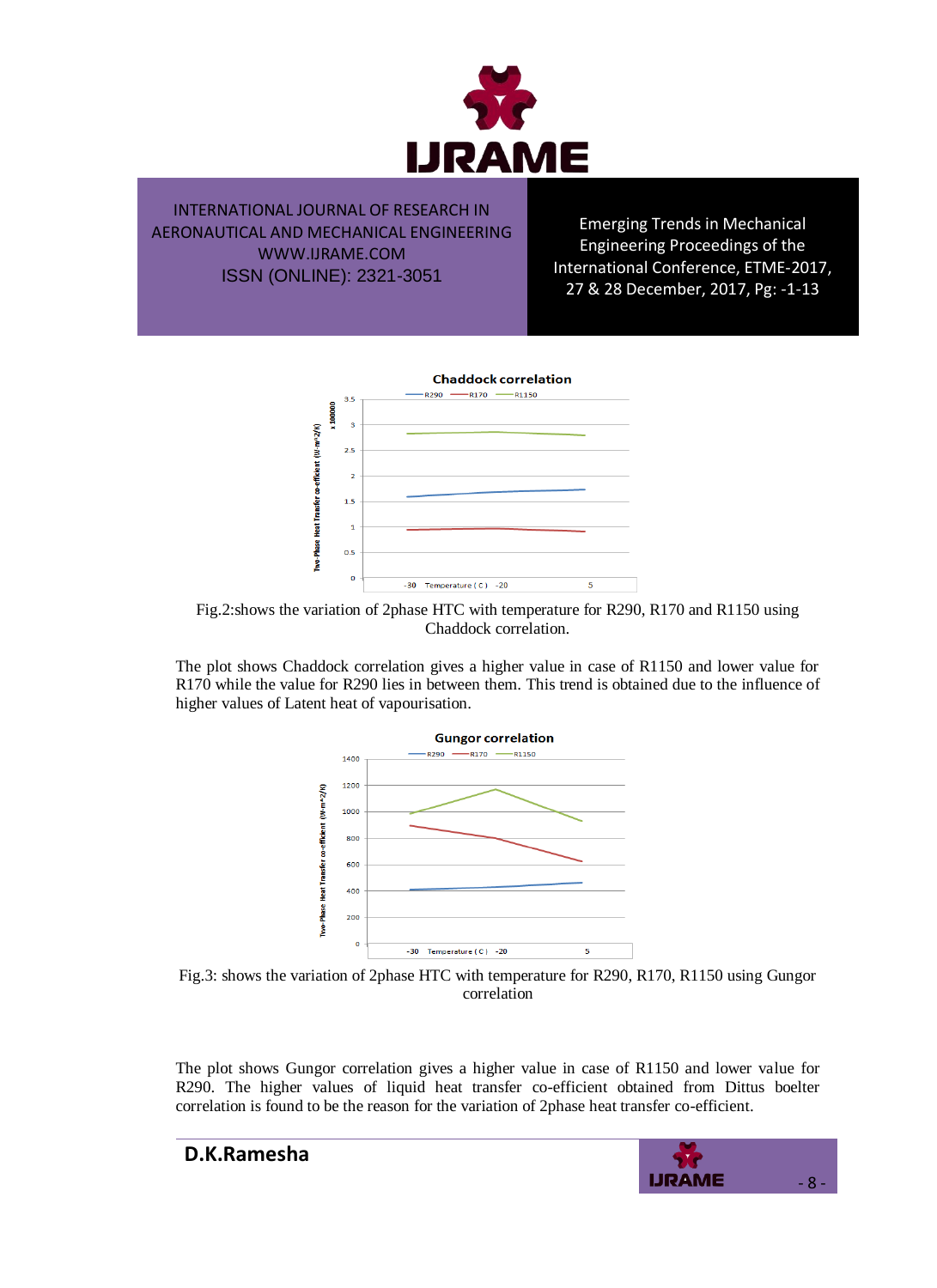Fig.2:shows the variation of 2phase HTC with temperature for R290, R170 and R1150 using Chaddock correlation.

The plot shows Chaddock correlation gives a higher value in case of R1150 and lower value for R170 while the value for R290 lies in between them. This trend is obtained due to the influence of higher values of Latent heat of vapourisation.

Fig.3: shows the variation of 2phase HTC with temperature for R290, R170, R1150 using Gungor correlation

The plot shows Gungor correlation gives a higher value in case of R1150 and lower value for R290. The higher values of liquid heat transfer co-efficient obtained from Dittus boelter correlation is found to be the reason for the variation of 2phase heat transfer co-efficient.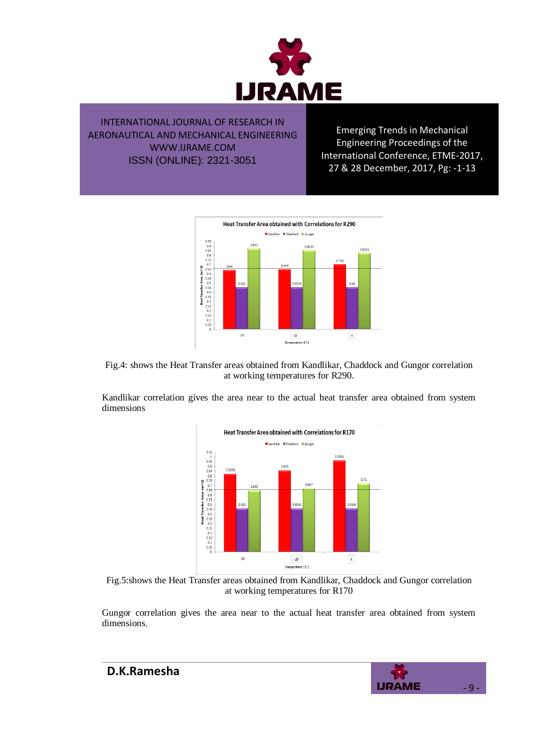Fig.4: shows the Heat Transfer areas obtained from Kandlikar, Chaddock and Gungor correlation at working temperatures for R290.

Kandlikar correlation gives the area near to the actual heat transfer area obtained from system dimensions

Fig.5:shows the Heat Transfer areas obtained from Kandlikar, Chaddock and Gungor correlation at working temperatures for R170

Gungor correlation gives the area near to the actual heat transfer area obtained from system dimensions.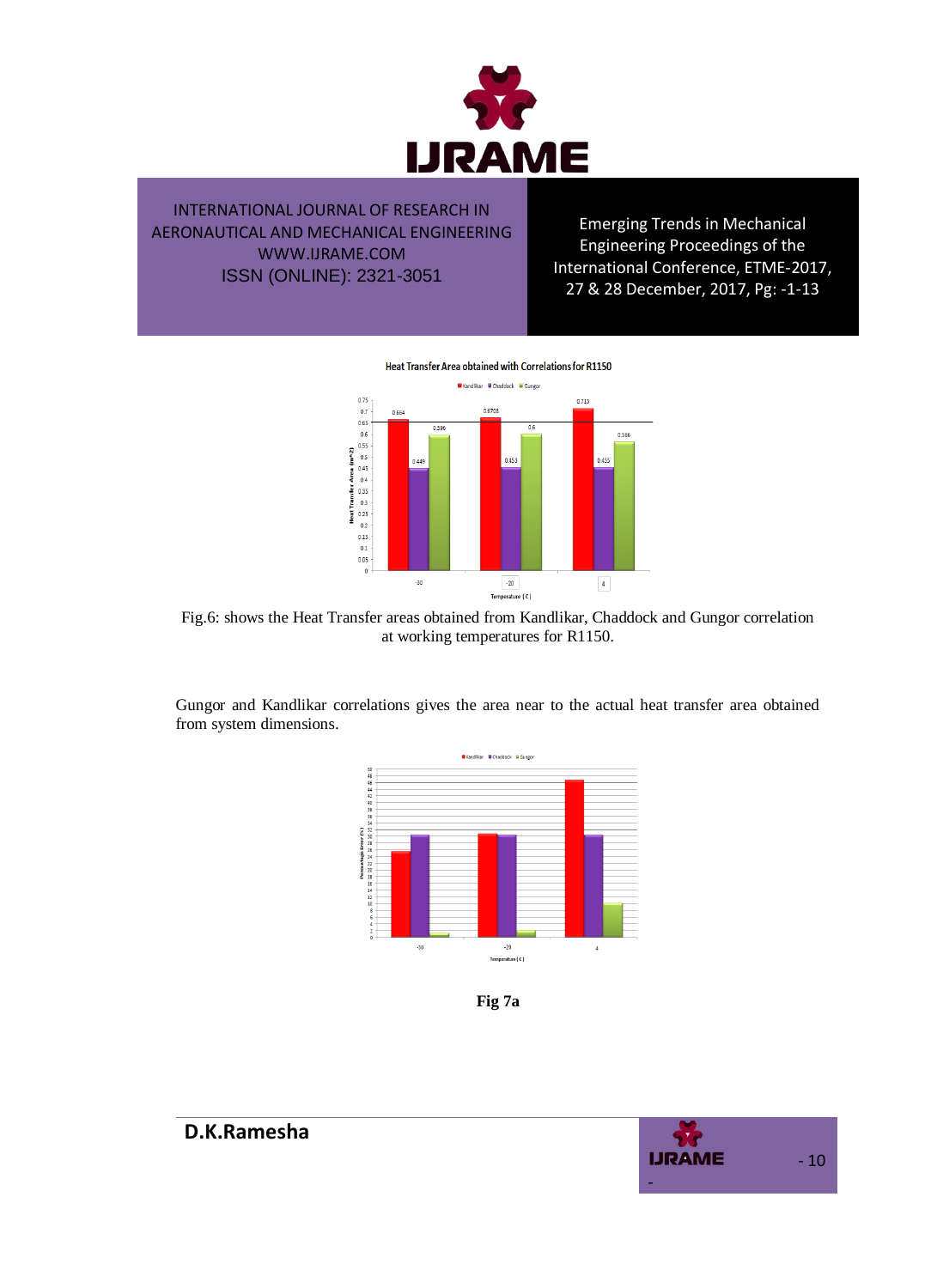Fig.6: shows the Heat Transfer areas obtained from Kandlikar, Chaddock and Gungor correlation at working temperatures for R1150.

Gungor and Kandlikar correlations gives the area near to the actual heat transfer area obtained from system dimensions.

**Fig 7a**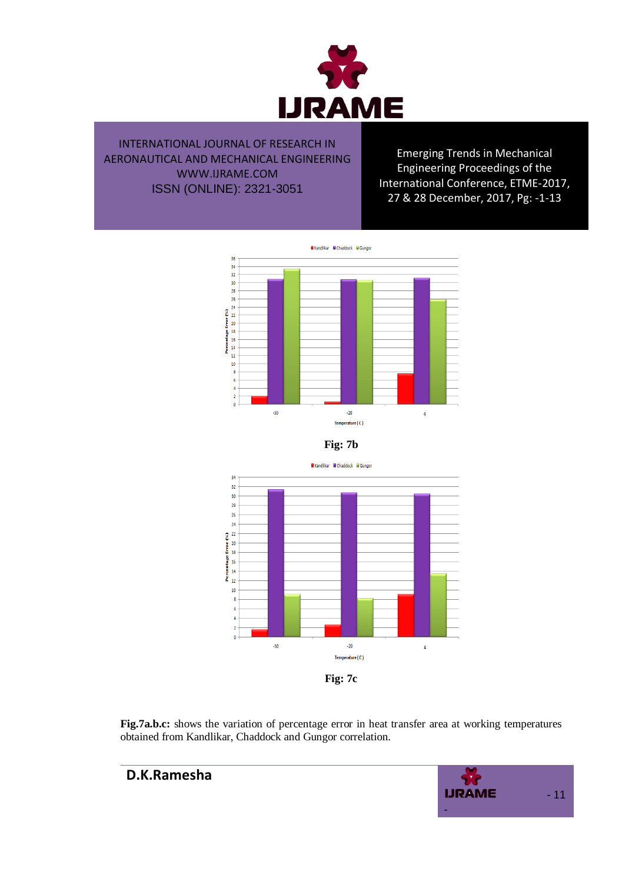Fig: 7b

Fig: 7c

**Fig.7a.b.c:** shows the variation of percentage error in heat transfer area at working temperatures obtained from Kandlikar, Chaddock and Gungor correlation.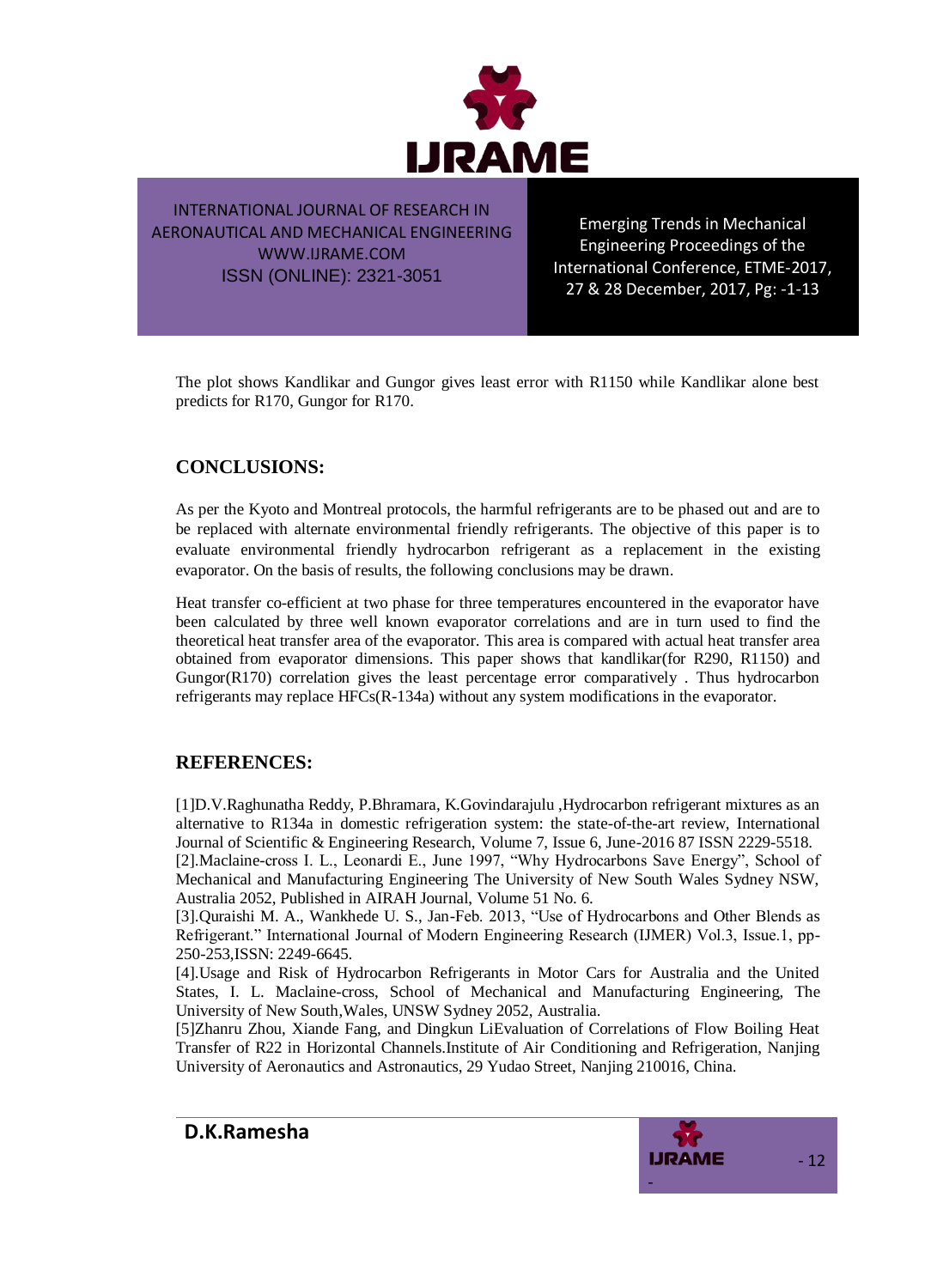The plot shows Kandlikar and Gungor gives least error with R1150 while Kandlikar alone best predicts for R170, Gungor for R170.

## CONCLUSIONS:

As per the Kyoto and Montreal protocols, the harmful refrigerants are to be phased out and are to be replaced with alternate environmental friendly refrigerants. The objective of this paper is to evaluate environmental friendly hydrocarbon refrigerant as a replacement in the existing evaporator. On the basis of results, the following conclusions may be drawn.

Heat transfer co-efficient at two phase for three temperatures encountered in the evaporator have been calculated by three well known evaporator correlations and are in turn used to find the theoretical heat transfer area of the evaporator. This area is compared with actual heat transfer area obtained from evaporator dimensions. This paper shows that kandlikar(for R290, R1150) and Gungor(R170) correlation gives the least percentage error comparatively . Thus hydrocarbon refrigerants may replace HFCs(R-134a) without any system modifications in the evaporator.

## REFERENCES:

[1]D.V.Raghunatha Reddy, P.Bhramara, K.Govindarajulu ,Hydrocarbon refrigerant mixtures as an alternative to R134a in domestic refrigeration system: the state-of-the-art review, International Journal of Scientific & Engineering Research, Volume 7, Issue 6, June-2016 87 ISSN 2229-5518.

[2].Maclaine-cross I. L., Leonardi E., June 1997, "Why Hydrocarbons Save Energy", School of Mechanical and Manufacturing Engineering The University of New South Wales Sydney NSW, Australia 2052, Published in AIRAH Journal, Volume 51 No. 6.

[3].Quraishi M. A., Wankhede U. S., Jan-Feb. 2013, "Use of Hydrocarbons and Other Blends as Refrigerant." International Journal of Modern Engineering Research (IJMER) Vol.3, Issue.1, pp-250-253,ISSN: 2249-6645.

[4].Usage and Risk of Hydrocarbon Refrigerants in Motor Cars for Australia and the United States, I. L. Maclaine-cross, School of Mechanical and Manufacturing Engineering, The University of New South,Wales, UNSW Sydney 2052, Australia.

[5]Zhanru Zhou, Xiande Fang, and Dingkun LiEvaluation of Correlations of Flow Boiling Heat Transfer of R22 in Horizontal Channels.Institute of Air Conditioning and Refrigeration, Nanjing University of Aeronautics and Astronautics, 29 Yudao Street, Nanjing 210016, China.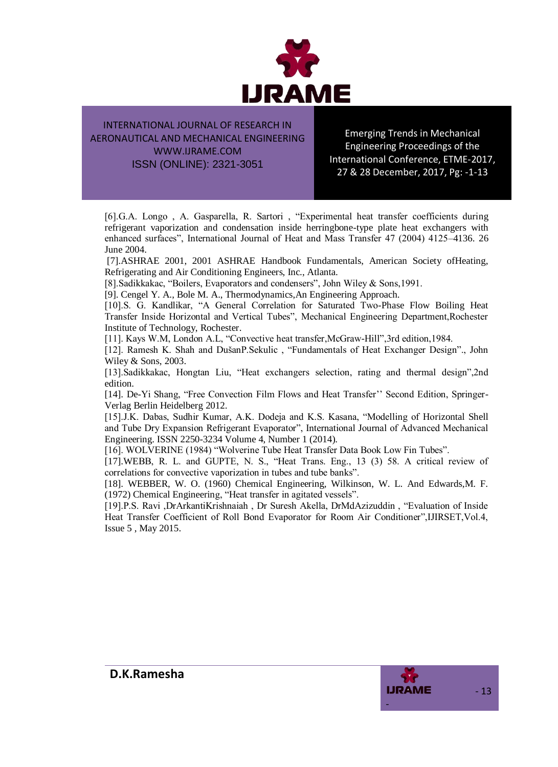[6].G.A. Longo , A. Gasparella, R. Sartori , “Experimental heat transfer coefficients during refrigerant vaporization and condensation inside herringbone-type plate heat exchangers with enhanced surfaces”, International Journal of Heat and Mass Transfer 47 (2004) 4125–4136. 26 June 2004.

[7].ASHRAE 2001, 2001 ASHRAE Handbook Fundamentals, American Society ofHeating, Refrigerating and Air Conditioning Engineers, Inc., Atlanta.

[8].Sadikkakac, “Boilers, Evaporators and condensers”, John Wiley & Sons,1991.

[9]. Cengel Y. A., Bole M. A., Thermodynamics,An Engineering Approach.

[10].S. G. Kandlikar, “A General Correlation for Saturated Two-Phase Flow Boiling Heat Transfer Inside Horizontal and Vertical Tubes”, Mechanical Engineering Department,Rochester Institute of Technology, Rochester.

[11]. Kays W.M, London A.L, “Convective heat transfer,McGraw-Hill”,3rd edition,1984.

[12]. Ramesh K. Shah and DušanP.Sekulic , “Fundamentals of Heat Exchanger Design”., John Wiley & Sons, 2003.

[13].Sadikkakac, Hongtan Liu, “Heat exchangers selection, rating and thermal design”,2nd edition.

[14]. De-Yi Shang, “Free Convection Film Flows and Heat Transfer’’ Second Edition, Springer-Verlag Berlin Heidelberg 2012.

[15].J.K. Dabas, Sudhir Kumar, A.K. Dodeja and K.S. Kasana, “Modelling of Horizontal Shell and Tube Dry Expansion Refrigerant Evaporator”, International Journal of Advanced Mechanical Engineering. ISSN 2250-3234 Volume 4, Number 1 (2014).

[16]. WOLVERINE (1984) “Wolverine Tube Heat Transfer Data Book Low Fin Tubes”.

[17].WEBB, R. L. and GUPTE, N. S., “Heat Trans. Eng., 13 (3) 58. A critical review of correlations for convective vaporization in tubes and tube banks”.

[18]. WEBBER, W. O. (1960) Chemical Engineering, Wilkinson, W. L. And Edwards,M. F. (1972) Chemical Engineering, “Heat transfer in agitated vessels”.

[19].P.S. Ravi ,DrArkantiKrishnaiah , Dr Suresh Akella, DrMdAzizuddin , “Evaluation of Inside Heat Transfer Coefficient of Roll Bond Evaporator for Room Air Conditioner”,IJIRSET,Vol.4, Issue 5 , May 2015.